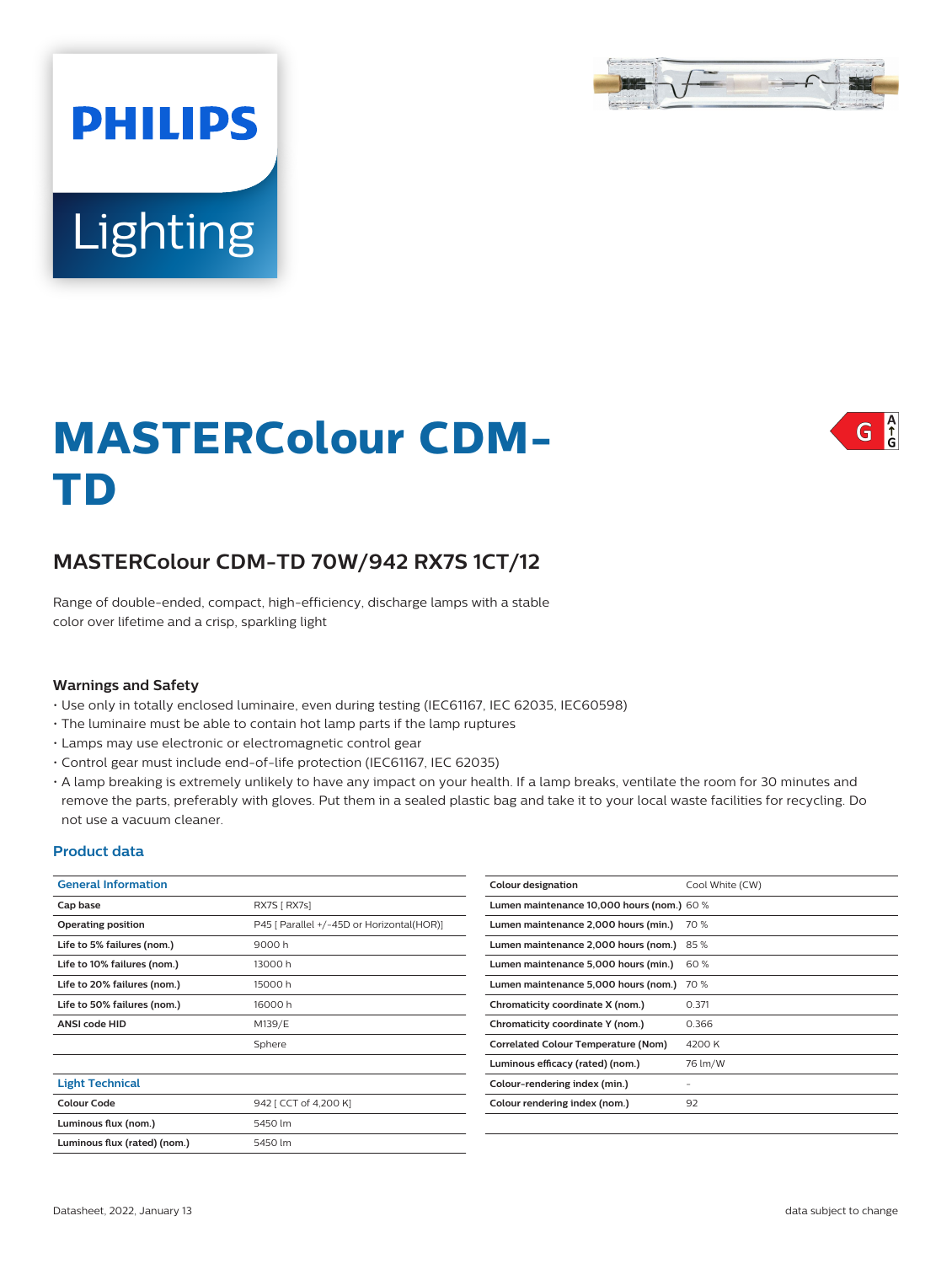# MASTERColour CDM-TD

## MASTERColour CDM-TD 70W/942 RX7S 1CT/12

Range of double-ended, compact, high-efficiency, discharge lamps with a stable color over lifetime and a crisp, sparkling light

### Warnings and Safety

- Use only in totally enclosed luminaire, even during testing (IEC61167, IEC 62035, IEC60598)
- The luminaire must be able to contain hot lamp parts if the lamp ruptures
- Lamps may use electronic or electromagnetic control gear
- Control gear must include end-of-life protection (IEC61167, IEC 62035)
- A lamp breaking is extremely unlikely to have any impact on your health. If a lamp breaks, ventilate the room for 30 minutes and remove the parts, preferably with gloves. Put them in a sealed plastic bag and take it to your local waste facilities for recycling. Do not use a vacuum cleaner.

### Product data

| General Information | |
|---|---|
| Cap base | RX7S [ RX7s] |
| Operating position | P45 [ Parallel +/-45D or Horizontal(HOR)] |
| Life to 5% failures (nom.) | 9000 h |
| Life to 10% failures (nom.) | 13000 h |
| Life to 20% failures (nom.) | 15000 h |
| Life to 50% failures (nom.) | 16000 h |
| ANSI code HID | M139/E |
| | Sphere |

| Light Technical | |
|---|---|
| Colour Code | 942 [ CCT of 4,200 K] |
| Luminous flux (nom.) | 5450 lm |
| Luminous flux (rated) (nom.) | 5450 lm |
| Colour designation | Cool White (CW) |
| Lumen maintenance 10,000 hours (nom.) | 60 % |
| Lumen maintenance 2,000 hours (min.) | 70 % |
| Lumen maintenance 2,000 hours (nom.) | 85 % |
| Lumen maintenance 5,000 hours (min.) | 60 % |
| Lumen maintenance 5,000 hours (nom.) | 70 % |
| Chromaticity coordinate X (nom.) | 0.371 |
| Chromaticity coordinate Y (nom.) | 0.366 |
| Correlated Colour Temperature (Nom) | 4200 K |
| Luminous efficacy (rated) (nom.) | 76 lm/W |
| Colour-rendering index (min.) | - |
| Colour rendering index (nom.) | 92 |

Datasheet, 2022, January 13 — data subject to change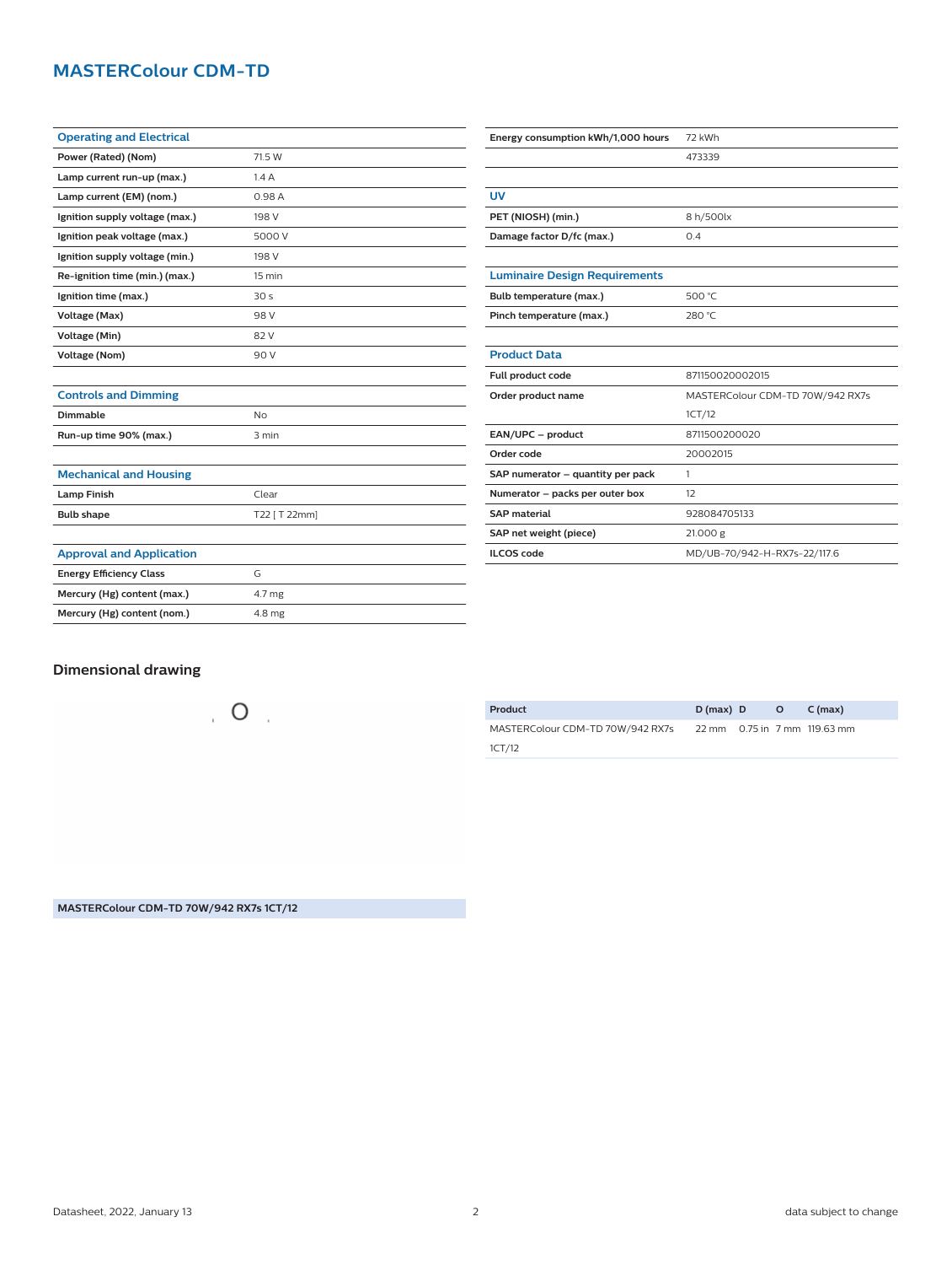# MASTERColour CDM-TD

| Operating and Electrical | |
|---|---|
| Power (Rated) (Nom) | 71.5 W |
| Lamp current run-up (max.) | 1.4 A |
| Lamp current (EM) (nom.) | 0.98 A |
| Ignition supply voltage (max.) | 198 V |
| Ignition peak voltage (max.) | 5000 V |
| Ignition supply voltage (min.) | 198 V |
| Re-ignition time (min.) (max.) | 15 min |
| Ignition time (max.) | 30 s |
| Voltage (Max) | 98 V |
| Voltage (Min) | 82 V |
| Voltage (Nom) | 90 V |

| Controls and Dimming | |
|---|---|
| Dimmable | No |
| Run-up time 90% (max.) | 3 min |

| Mechanical and Housing | |
|---|---|
| Lamp Finish | Clear |
| Bulb shape | T22 [ T 22mm] |

| Approval and Application | |
|---|---|
| Energy Efficiency Class | G |
| Mercury (Hg) content (max.) | 4.7 mg |
| Mercury (Hg) content (nom.) | 4.8 mg |

| | |
|---|---|
| Energy consumption kWh/1,000 hours | 72 kWh |
| | 473339 |

| UV | |
|---|---|
| PET (NIOSH) (min.) | 8 h/500lx |
| Damage factor D/fc (max.) | 0.4 |

| Luminaire Design Requirements | |
|---|---|
| Bulb temperature (max.) | 500 °C |
| Pinch temperature (max.) | 280 °C |

| Product Data | |
|---|---|
| Full product code | 871150020002015 |
| Order product name | MASTERColour CDM-TD 70W/942 RX7s 1CT/12 |
| EAN/UPC – product | 8711500200020 |
| Order code | 20002015 |
| SAP numerator – quantity per pack | 1 |
| Numerator – packs per outer box | 12 |
| SAP material | 928084705133 |
| SAP net weight (piece) | 21.000 g |
| ILCOS code | MD/UB-70/942-H-RX7s-22/117.6 |

## Dimensional drawing

| Product | D (max) | D | O | C (max) |
|---|---|---|---|---|
| MASTERColour CDM-TD 70W/942 RX7s 1CT/12 | 22 mm | 0.75 in | 7 mm | 119.63 mm |

**MASTERColour CDM-TD 70W/942 RX7s 1CT/12**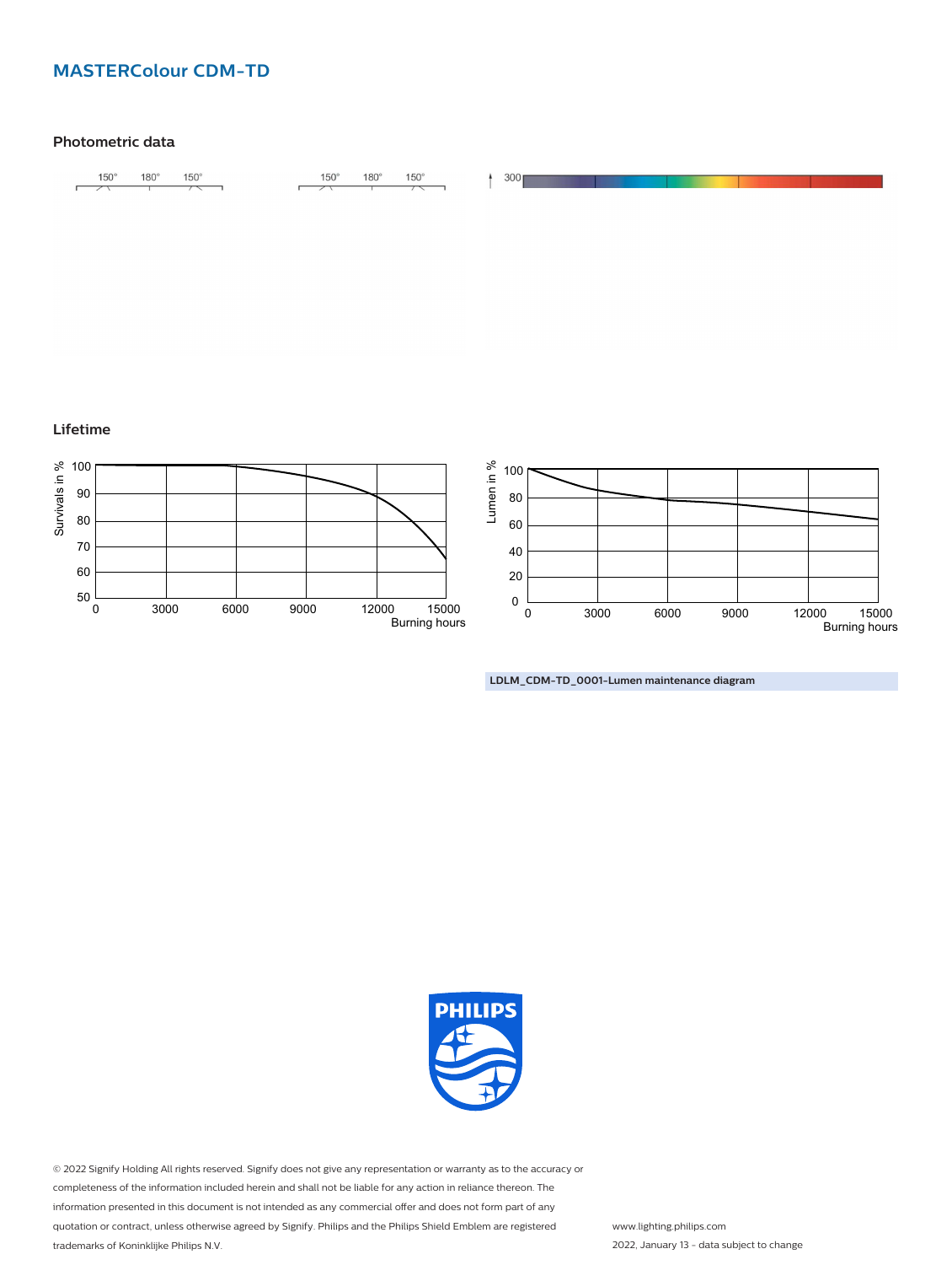## MASTERColour CDM-TD

### Photometric data

150° 180° 150°

150° 180° 150°

300

### Lifetime

Survivals in %
100
90
80
70
60
50
0 3000 6000 9000 12000 15000
Burning hours

Lumen in %
100
80
60
40
20
0
0 3000 6000 9000 12000 15000
Burning hours

**LDLM_CDM-TD_0001-Lumen maintenance diagram**

© 2022 Signify Holding All rights reserved. Signify does not give any representation or warranty as to the accuracy or completeness of the information included herein and shall not be liable for any action in reliance thereon. The information presented in this document is not intended as any commercial offer and does not form part of any quotation or contract, unless otherwise agreed by Signify. Philips and the Philips Shield Emblem are registered trademarks of Koninklijke Philips N.V.

www.lighting.philips.com

2022, January 13 - data subject to change